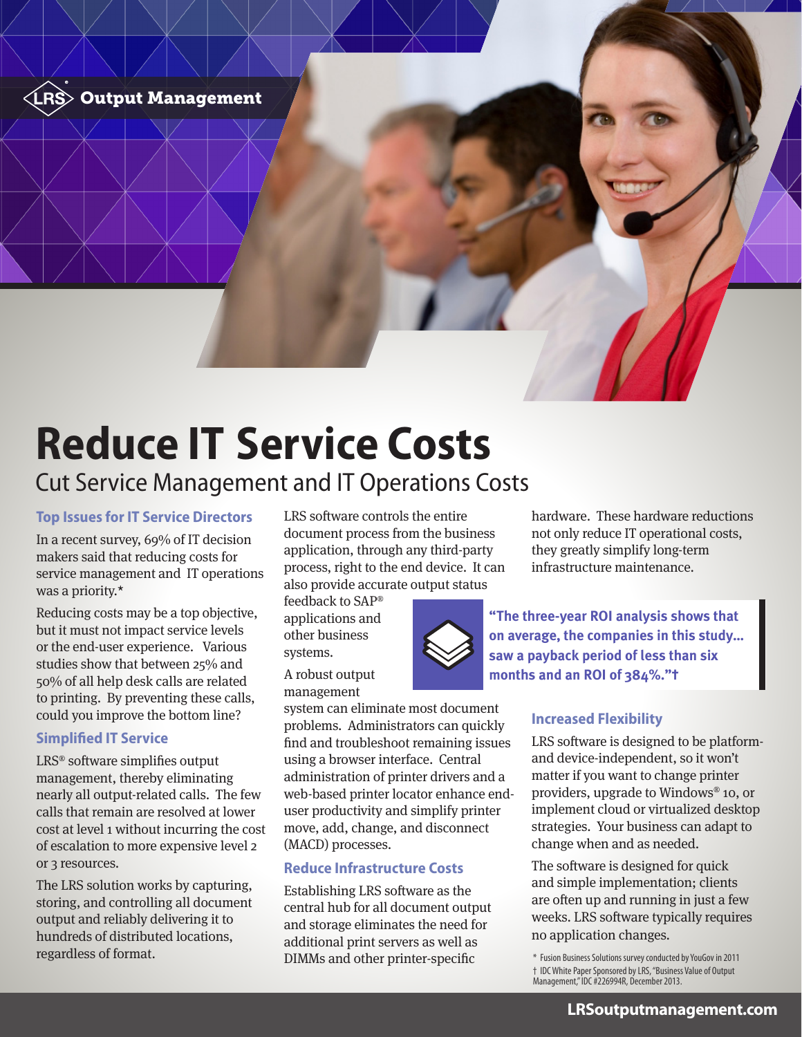LRS Output Management

# Reduce IT Service Costs

## Cut Service Management and IT Operations Costs

### Top Issues for IT Service Directors

In a recent survey, 69% of IT decision makers said that reducing costs for service management and IT operations was a priority.*

Reducing costs may be a top objective, but it must not impact service levels or the end-user experience. Various studies show that between 25% and 50% of all help desk calls are related to printing. By preventing these calls, could you improve the bottom line?

### Simplified IT Service

LRS® software simplifies output management, thereby eliminating nearly all output-related calls. The few calls that remain are resolved at lower cost at level 1 without incurring the cost of escalation to more expensive level 2 or 3 resources.

The LRS solution works by capturing, storing, and controlling all document output and reliably delivering it to hundreds of distributed locations, regardless of format.

LRS software controls the entire document process from the business application, through any third-party process, right to the end device. It can also provide accurate output status feedback to SAP® applications and other business systems.

A robust output management system can eliminate most document problems. Administrators can quickly find and troubleshoot remaining issues using a browser interface. Central administration of printer drivers and a web-based printer locator enhance end-user productivity and simplify printer move, add, change, and disconnect (MACD) processes.

### Reduce Infrastructure Costs

Establishing LRS software as the central hub for all document output and storage eliminates the need for additional print servers as well as DIMMs and other printer-specific hardware. These hardware reductions not only reduce IT operational costs, they greatly simplify long-term infrastructure maintenance.

> **"The three-year ROI analysis shows that on average, the companies in this study... saw a payback period of less than six months and an ROI of 384%."†**

### Increased Flexibility

LRS software is designed to be platform- and device-independent, so it won't matter if you want to change printer providers, upgrade to Windows® 10, or implement cloud or virtualized desktop strategies. Your business can adapt to change when and as needed.

The software is designed for quick and simple implementation; clients are often up and running in just a few weeks. LRS software typically requires no application changes.

\* Fusion Business Solutions survey conducted by YouGov in 2011
† IDC White Paper Sponsored by LRS, "Business Value of Output Management," IDC #226994R, December 2013.

LRSoutputmanagement.com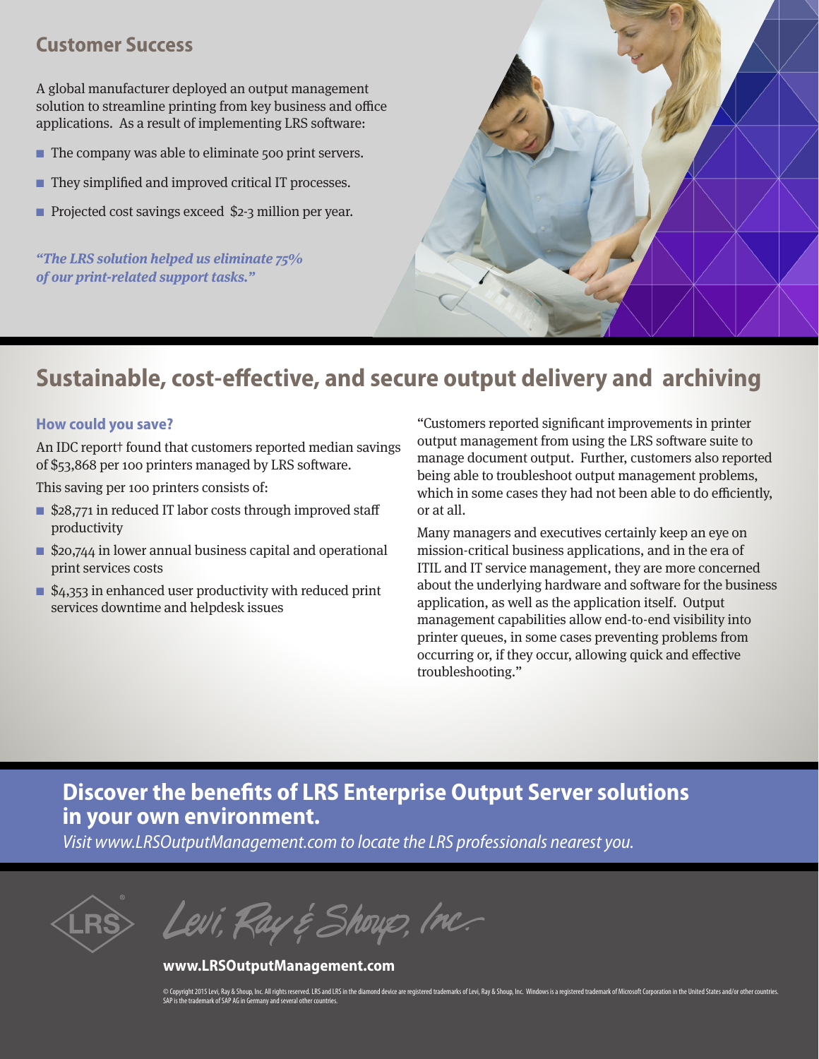## Customer Success

A global manufacturer deployed an output management solution to streamline printing from key business and office applications. As a result of implementing LRS software:

- The company was able to eliminate 500 print servers.
- They simplified and improved critical IT processes.
- Projected cost savings exceed $2-3 million per year.

***"The LRS solution helped us eliminate 75% of our print-related support tasks."***

## Sustainable, cost-effective, and secure output delivery and archiving

### How could you save?

An IDC report† found that customers reported median savings of $53,868 per 100 printers managed by LRS software.

This saving per 100 printers consists of:

- $28,771 in reduced IT labor costs through improved staff productivity
- $20,744 in lower annual business capital and operational print services costs
- $4,353 in enhanced user productivity with reduced print services downtime and helpdesk issues

"Customers reported significant improvements in printer output management from using the LRS software suite to manage document output. Further, customers also reported being able to troubleshoot output management problems, which in some cases they had not been able to do efficiently, or at all.

Many managers and executives certainly keep an eye on mission-critical business applications, and in the era of ITIL and IT service management, they are more concerned about the underlying hardware and software for the business application, as well as the application itself. Output management capabilities allow end-to-end visibility into printer queues, in some cases preventing problems from occurring or, if they occur, allowing quick and effective troubleshooting."

## Discover the benefits of LRS Enterprise Output Server solutions in your own environment.

*Visit www.LRSOutputManagement.com to locate the LRS professionals nearest you.*

Levi, Ray & Shoup, Inc.

**www.LRSOutputManagement.com**

© Copyright 2015 Levi, Ray & Shoup, Inc. All rights reserved. LRS and LRS in the diamond device are registered trademarks of Levi, Ray & Shoup, Inc. Windows is a registered trademark of Microsoft Corporation in the United States and/or other countries. SAP is the trademark of SAP AG in Germany and several other countries.